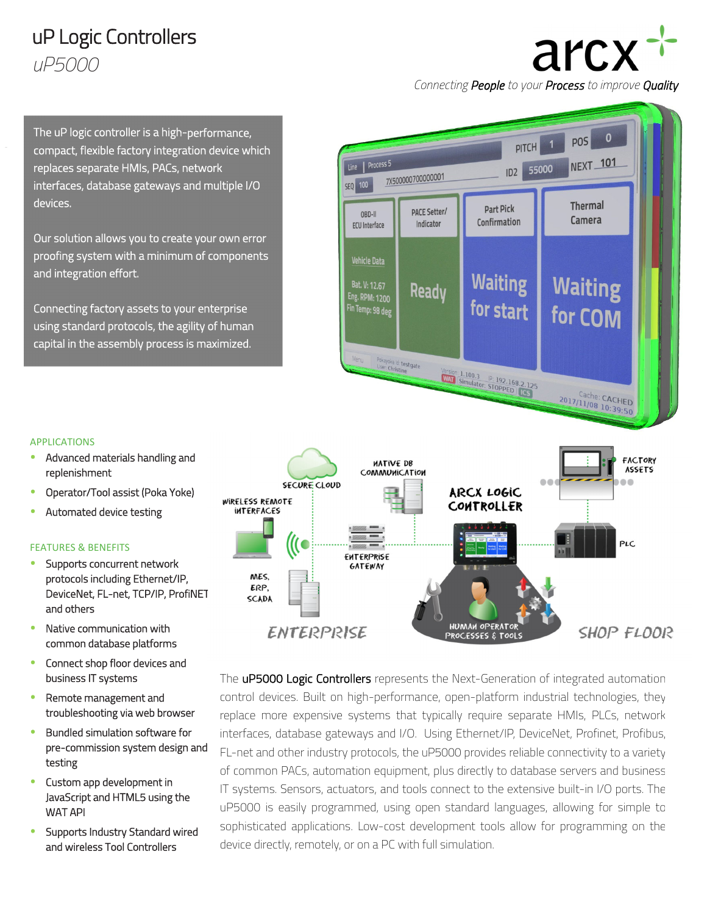# uP Logic Controllers

*uP5000*

arcx

*Connecting **People** to your **Process** to improve **Quality***

The uP logic controller is a high-performance, compact, flexible factory integration device which replaces separate HMIs, PACs, network interfaces, database gateways and multiple I/O devices.

Our solution allows you to create your own error proofing system with a minimum of components and integration effort.

Connecting factory assets to your enterprise using standard protocols, the agility of human capital in the assembly process is maximized.

## APPLICATIONS

- Advanced materials handling and replenishment
- Operator/Tool assist (Poka Yoke)
- Automated device testing

## FEATURES & BENEFITS

- Supports concurrent network protocols including Ethernet/IP, DeviceNet, FL-net, TCP/IP, ProfiNET and others
- Native communication with common database platforms
- Connect shop floor devices and business IT systems
- Remote management and troubleshooting via web browser
- Bundled simulation software for pre-commission system design and testing
- Custom app development in JavaScript and HTML5 using the WAT API
- Supports Industry Standard wired and wireless Tool Controllers

The **uP5000 Logic Controllers** represents the Next-Generation of integrated automation control devices. Built on high-performance, open-platform industrial technologies, they replace more expensive systems that typically require separate HMIs, PLCs, network interfaces, database gateways and I/O. Using Ethernet/IP, DeviceNet, Profinet, Profibus, FL-net and other industry protocols, the uP5000 provides reliable connectivity to a variety of common PACs, automation equipment, plus directly to database servers and business IT systems. Sensors, actuators, and tools connect to the extensive built-in I/O ports. The uP5000 is easily programmed, using open standard languages, allowing for simple to sophisticated applications. Low-cost development tools allow for programming on the device directly, remotely, or on a PC with full simulation.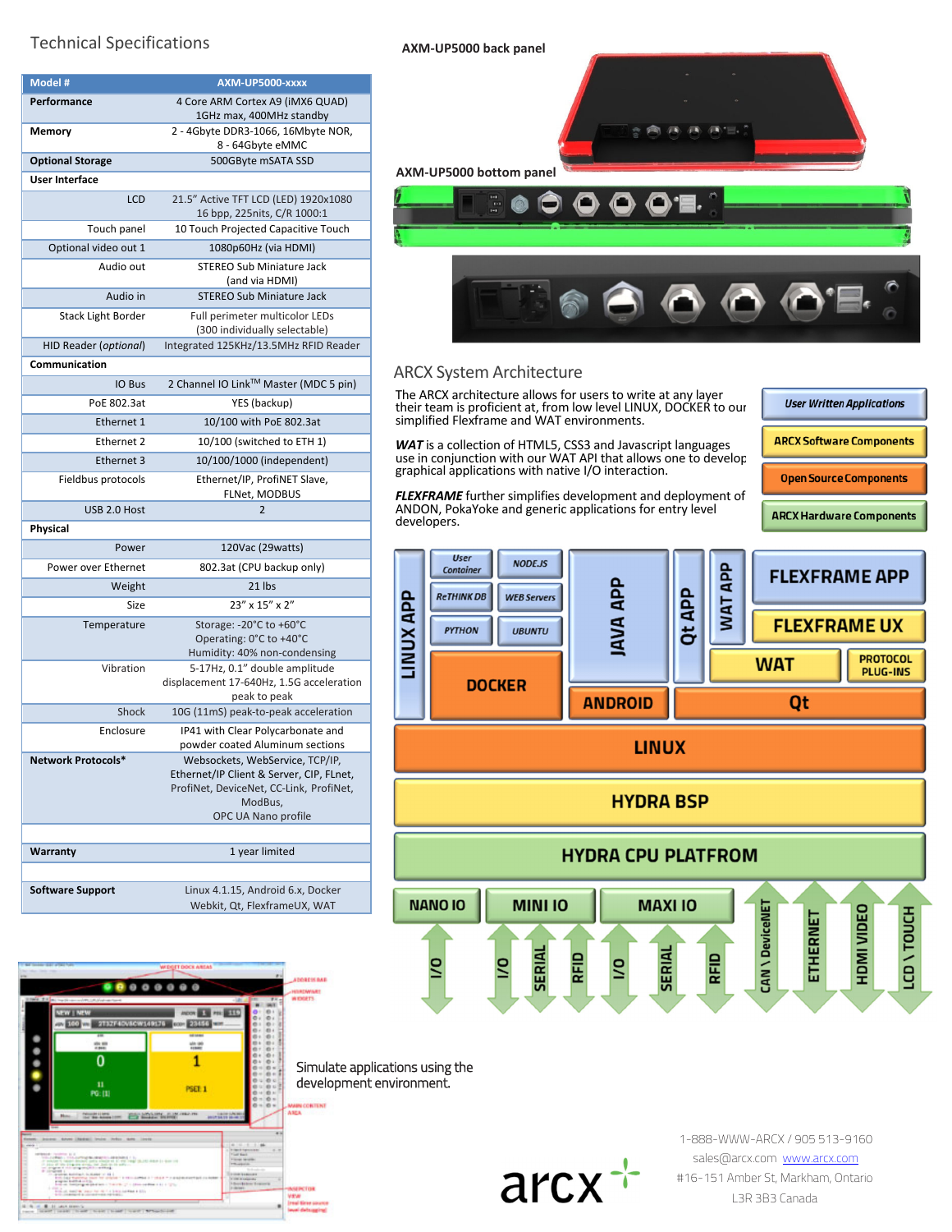## Technical Specifications

| Model # | AXM-UP5000-xxxx |
|---|---|
| **Performance** | 4 Core ARM Cortex A9 (iMX6 QUAD) 1GHz max, 400MHz standby |
| **Memory** | 2 - 4Gbyte DDR3-1066, 16Mbyte NOR, 8 - 64Gbyte eMMC |
| **Optional Storage** | 500GByte mSATA SSD |
| **User Interface** | |
| LCD | 21.5" Active TFT LCD (LED) 1920x1080 16 bpp, 225nits, C/R 1000:1 |
| Touch panel | 10 Touch Projected Capacitive Touch |
| Optional video out 1 | 1080p60Hz (via HDMI) |
| Audio out | STEREO Sub Miniature Jack (and via HDMI) |
| Audio in | STEREO Sub Miniature Jack |
| Stack Light Border | Full perimeter multicolor LEDs (300 individually selectable) |
| HID Reader (*optional*) | Integrated 125KHz/13.5MHz RFID Reader |
| **Communication** | |
| IO Bus | 2 Channel IO Link™ Master (MDC 5 pin) |
| PoE 802.3at | YES (backup) |
| Ethernet 1 | 10/100 with PoE 802.3at |
| Ethernet 2 | 10/100 (switched to ETH 1) |
| Ethernet 3 | 10/100/1000 (independent) |
| Fieldbus protocols | Ethernet/IP, ProfiNET Slave, FLNet, MODBUS |
| USB 2.0 Host | 2 |
| **Physical** | |
| Power | 120Vac (29watts) |
| Power over Ethernet | 802.3at (CPU backup only) |
| Weight | 21 lbs |
| Size | 23" x 15" x 2" |
| Temperature | Storage: -20°C to +60°C Operating: 0°C to +40°C Humidity: 40% non-condensing |
| Vibration | 5-17Hz, 0.1" double amplitude displacement 17-640Hz, 1.5G acceleration peak to peak |
| Shock | 10G (11mS) peak-to-peak acceleration |
| Enclosure | IP41 with Clear Polycarbonate and powder coated Aluminum sections |
| **Network Protocols*** | Websockets, WebService, TCP/IP, Ethernet/IP Client & Server, CIP, FLnet, ProfiNet, DeviceNet, CC-Link, ProfiNet, ModBus, OPC UA Nano profile |
| | |
| **Warranty** | 1 year limited |
| | |
| **Software Support** | Linux 4.1.15, Android 6.x, Docker Webkit, Qt, FlexframeUX, WAT |

**AXM-UP5000 back panel**

**AXM-UP5000 bottom panel**

## ARCX System Architecture

The ARCX architecture allows for users to write at any layer their team is proficient at, from low level LINUX, DOCKER to our simplified Flexframe and WAT environments.

***WAT*** is a collection of HTML5, CSS3 and Javascript languages use in conjunction with our WAT API that allows one to develop graphical applications with native I/O interaction.

***FLEXFRAME*** further simplifies development and deployment of ANDON, PokaYoke and generic applications for entry level developers.

User Written Applications
ARCX Software Components
Open Source Components
ARCX Hardware Components

LINUX APP
User Container
NODE.JS
ReTHINK DB
WEB Servers
PYTHON
UBUNTU
DOCKER
JAVA APP
ANDROID
Qt APP
WAT APP
FLEXFRAME APP
FLEXFRAME UX
WAT
PROTOCOL PLUG-INS
Qt
LINUX
HYDRA BSP
HYDRA CPU PLATFROM
NANO IO
MINI IO
MAXI IO
I/O
I/O
SERIAL
RFID
I/O
SERIAL
RFID
CAN \ DeviceNET
ETHERNET
HDMI VIDEO
LCD \ TOUCH

Simulate applications using the development environment.

arcx

1-888-WWW-ARCX / 905 513-9160
sales@arcx.com www.arcx.com
#16-151 Amber St, Markham, Ontario
L3R 3B3 Canada